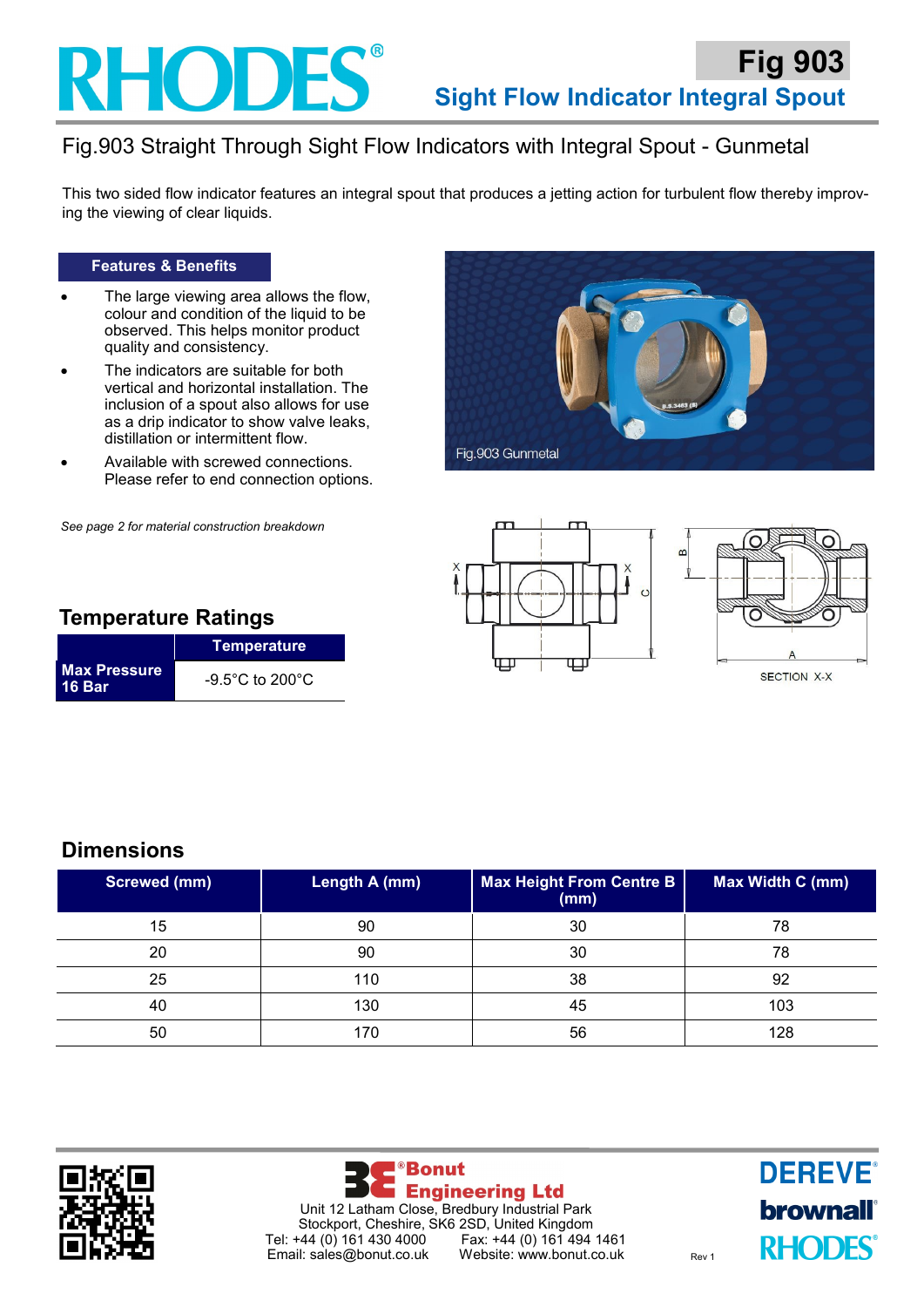# Fig 903

## Sight Flow Indicator Integral Spout

## Fig.903 Straight Through Sight Flow Indicators with Integral Spout - Gunmetal

This two sided flow indicator features an integral spout that produces a jetting action for turbulent flow thereby improving the viewing of clear liquids.

### Features & Benefits

- The large viewing area allows the flow, colour and condition of the liquid to be observed. This helps monitor product quality and consistency.
- The indicators are suitable for both vertical and horizontal installation. The inclusion of a spout also allows for use as a drip indicator to show valve leaks, distillation or intermittent flow.
- Available with screwed connections. Please refer to end connection options.

*See page 2 for material construction breakdown*

Fig.903 Gunmetal

SECTION X-X

### Temperature Ratings

| | Temperature |
|---|---|
| **Max Pressure 16 Bar** | -9.5°C to 200°C |

### Dimensions

| Screwed (mm) | Length A (mm) | Max Height From Centre B (mm) | Max Width C (mm) |
|---|---|---|---|
| 15 | 90 | 30 | 78 |
| 20 | 90 | 30 | 78 |
| 25 | 110 | 38 | 92 |
| 40 | 130 | 45 | 103 |
| 50 | 170 | 56 | 128 |

Bonut Engineering Ltd
Unit 12 Latham Close, Bredbury Industrial Park
Stockport, Cheshire, SK6 2SD, United Kingdom
Tel: +44 (0) 161 430 4000 Fax: +44 (0) 161 494 1461
Email: sales@bonut.co.uk Website: www.bonut.co.uk

Rev 1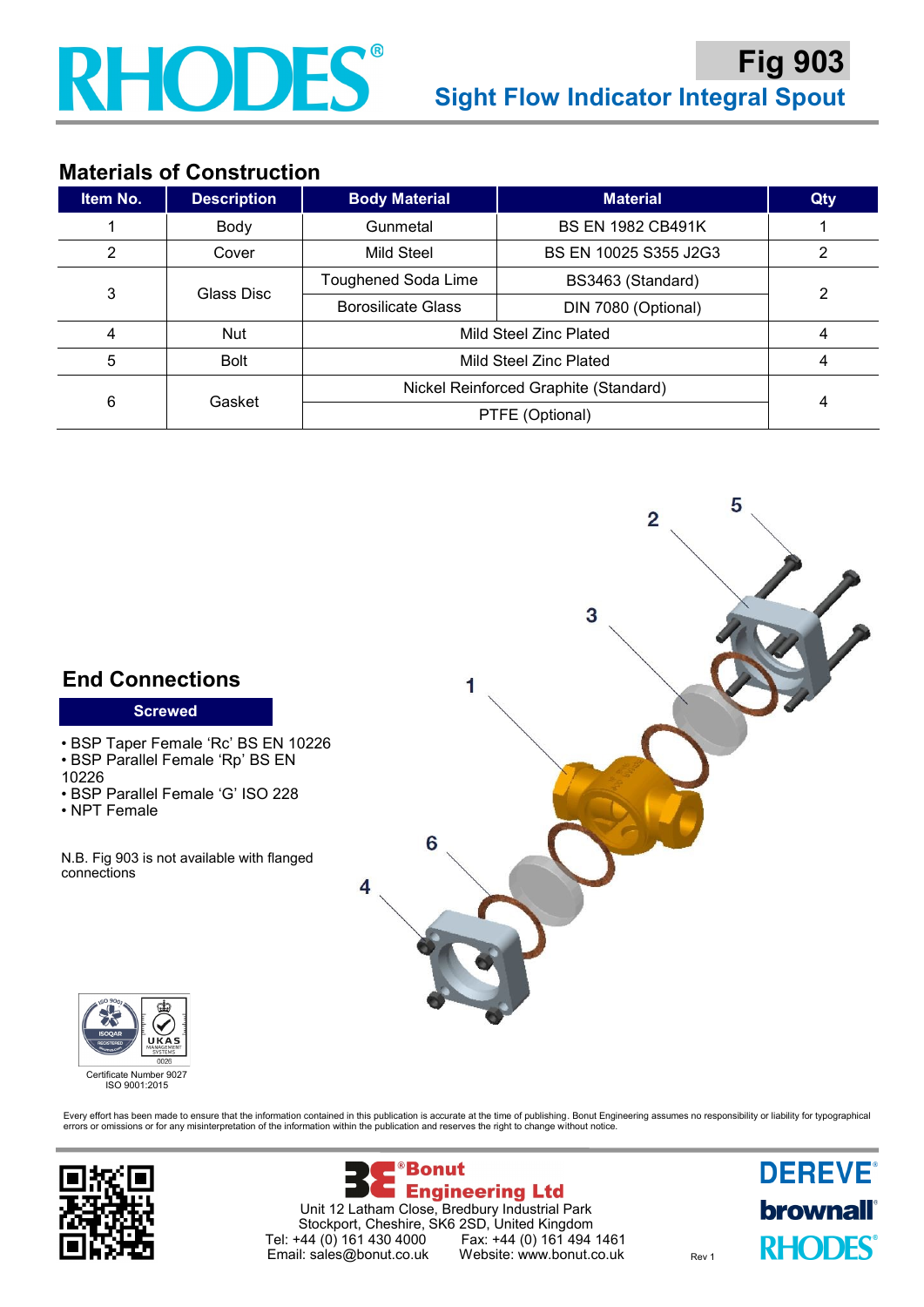# RHODES®

## Fig 903
## Sight Flow Indicator Integral Spout

### Materials of Construction

| Item No. | Description | Body Material | Material | Qty |
|---|---|---|---|---|
| 1 | Body | Gunmetal | BS EN 1982 CB491K | 1 |
| 2 | Cover | Mild Steel | BS EN 10025 S355 J2G3 | 2 |
| 3 | Glass Disc | Toughened Soda Lime | BS3463 (Standard) | 2 |
| | | Borosilicate Glass | DIN 7080 (Optional) | |
| 4 | Nut | Mild Steel Zinc Plated | | 4 |
| 5 | Bolt | Mild Steel Zinc Plated | | 4 |
| 6 | Gasket | Nickel Reinforced Graphite (Standard) | | 4 |
| | | PTFE (Optional) | | |

### End Connections

**Screwed**

- BSP Taper Female 'Rc' BS EN 10226
- BSP Parallel Female 'Rp' BS EN 10226
- BSP Parallel Female 'G' ISO 228
- NPT Female

N.B. Fig 903 is not available with flanged connections

2
5
3
1
6
4

Certificate Number 9027
ISO 9001:2015

Every effort has been made to ensure that the information contained in this publication is accurate at the time of publishing. Bonut Engineering assumes no responsibility or liability for typographical errors or omissions or for any misinterpretation of the information within the publication and reserves the right to change without notice.

**Bonut Engineering Ltd**
Unit 12 Latham Close, Bredbury Industrial Park
Stockport, Cheshire, SK6 2SD, United Kingdom
Tel: +44 (0) 161 430 4000 Fax: +44 (0) 161 494 1461
Email: sales@bonut.co.uk Website: www.bonut.co.uk

Rev 1

DEREVE® brownall® RHODES®